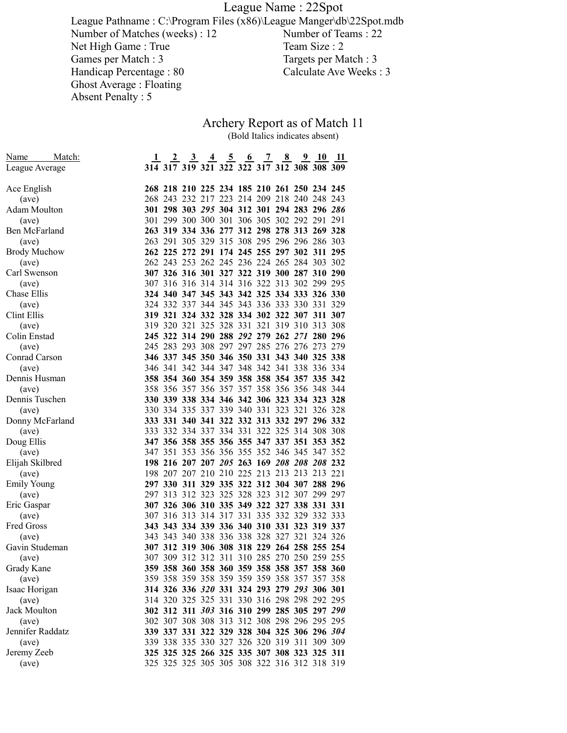# League Name : 22Spot

League Pathname : C:\Program Files (x86)\League Manger\db\22Spot.mdb

Number of Matches (weeks) : 12
Number of Teams : 22
Net High Game : True
Team Size : 2
Games per Match : 3
Targets per Match : 3
Handicap Percentage : 80
Calculate Ave Weeks : 3
Ghost Average : Floating
Absent Penalty : 5

## Archery Report as of Match 11

(Bold Italics indicates absent)

| Name Match: | 1 | 2 | 3 | 4 | 5 | 6 | 7 | 8 | 9 | 10 | 11 |
|---|---|---|---|---|---|---|---|---|---|---|---|
| League Average | **314** | **317** | **319** | **321** | **322** | **322** | **317** | **312** | **308** | **308** | **309** |
| Ace English | **268** | **218** | **210** | **225** | **234** | **185** | **210** | **261** | **250** | **234** | **245** |
| (ave) | 268 | 243 | 232 | 217 | 223 | 214 | 209 | 218 | 240 | 248 | 243 |
| Adam Moulton | **301** | **298** | **303** | ***295*** | **304** | **312** | **301** | **294** | **283** | **296** | ***286*** |
| (ave) | 301 | 299 | 300 | 300 | 301 | 306 | 305 | 302 | 292 | 291 | 291 |
| Ben McFarland | **263** | **319** | **334** | **336** | **277** | **312** | **298** | **278** | **313** | **269** | **328** |
| (ave) | 263 | 291 | 305 | 329 | 315 | 308 | 295 | 296 | 296 | 286 | 303 |
| Brody Muchow | **262** | **225** | **272** | **291** | **174** | **245** | **255** | **297** | **302** | **311** | **295** |
| (ave) | 262 | 243 | 253 | 262 | 245 | 236 | 224 | 265 | 284 | 303 | 302 |
| Carl Swenson | **307** | **326** | **316** | **301** | **327** | **322** | **319** | **300** | **287** | **310** | **290** |
| (ave) | 307 | 316 | 316 | 314 | 314 | 316 | 322 | 313 | 302 | 299 | 295 |
| Chase Ellis | **324** | **340** | **347** | **345** | **343** | **342** | **325** | **334** | **333** | **326** | **330** |
| (ave) | 324 | 332 | 337 | 344 | 345 | 343 | 336 | 333 | 330 | 331 | 329 |
| Clint Ellis | **319** | **321** | **324** | **332** | **328** | **334** | **302** | **322** | **307** | **311** | **307** |
| (ave) | 319 | 320 | 321 | 325 | 328 | 331 | 321 | 319 | 310 | 313 | 308 |
| Colin Enstad | **245** | **322** | **314** | **290** | **288** | ***292*** | **279** | **262** | ***271*** | **280** | **296** |
| (ave) | 245 | 283 | 293 | 308 | 297 | 297 | 285 | 276 | 276 | 273 | 279 |
| Conrad Carson | **346** | **337** | **345** | **350** | **346** | **350** | **331** | **343** | **340** | **325** | **338** |
| (ave) | 346 | 341 | 342 | 344 | 347 | 348 | 342 | 341 | 338 | 336 | 334 |
| Dennis Husman | **358** | **354** | **360** | **354** | **359** | **358** | **358** | **354** | **357** | **335** | **342** |
| (ave) | 358 | 356 | 357 | 356 | 357 | 357 | 358 | 356 | 356 | 348 | 344 |
| Dennis Tuschen | **330** | **339** | **338** | **334** | **346** | **342** | **306** | **323** | **334** | **323** | **328** |
| (ave) | 330 | 334 | 335 | 337 | 339 | 340 | 331 | 323 | 321 | 326 | 328 |
| Donny McFarland | **333** | **331** | **340** | **341** | **322** | **332** | **313** | **332** | **297** | **296** | **332** |
| (ave) | 333 | 332 | 334 | 337 | 334 | 331 | 322 | 325 | 314 | 308 | 308 |
| Doug Ellis | **347** | **356** | **358** | **355** | **356** | **355** | **347** | **337** | **351** | **353** | **352** |
| (ave) | 347 | 351 | 353 | 356 | 356 | 355 | 352 | 346 | 345 | 347 | 352 |
| Elijah Skilbred | **198** | **216** | **207** | **207** | ***205*** | **263** | **169** | ***208*** | ***208*** | ***208*** | **232** |
| (ave) | 198 | 207 | 207 | 210 | 210 | 225 | 213 | 213 | 213 | 213 | 221 |
| Emily Young | **297** | **330** | **311** | **329** | **335** | **322** | **312** | **304** | **307** | **288** | **296** |
| (ave) | 297 | 313 | 312 | 323 | 325 | 328 | 323 | 312 | 307 | 299 | 297 |
| Eric Gaspar | **307** | **326** | **306** | **310** | **335** | **349** | **322** | **327** | **338** | **331** | **331** |
| (ave) | 307 | 316 | 313 | 314 | 317 | 331 | 335 | 332 | 329 | 332 | 333 |
| Fred Gross | **343** | **343** | **334** | **339** | **336** | **340** | **310** | **331** | **323** | **319** | **337** |
| (ave) | 343 | 343 | 340 | 338 | 336 | 338 | 328 | 327 | 321 | 324 | 326 |
| Gavin Studeman | **307** | **312** | **319** | **306** | **308** | **318** | **229** | **264** | **258** | **255** | **254** |
| (ave) | 307 | 309 | 312 | 312 | 311 | 310 | 285 | 270 | 250 | 259 | 255 |
| Grady Kane | **359** | **358** | **360** | **358** | **360** | **359** | **358** | **358** | **357** | **358** | **360** |
| (ave) | 359 | 358 | 359 | 358 | 359 | 359 | 359 | 358 | 357 | 357 | 358 |
| Isaac Horigan | **314** | **326** | **336** | ***320*** | **331** | **324** | **293** | **279** | ***293*** | **306** | **301** |
| (ave) | 314 | 320 | 325 | 325 | 331 | 330 | 316 | 298 | 298 | 292 | 295 |
| Jack Moulton | **302** | **312** | **311** | ***303*** | **316** | **310** | **299** | **285** | **305** | **297** | ***290*** |
| (ave) | 302 | 307 | 308 | 308 | 313 | 312 | 308 | 298 | 296 | 295 | 295 |
| Jennifer Raddatz | **339** | **337** | **331** | **322** | **329** | **328** | **304** | **325** | **306** | **296** | ***304*** |
| (ave) | 339 | 338 | 335 | 330 | 327 | 326 | 320 | 319 | 311 | 309 | 309 |
| Jeremy Zeeb | **325** | **325** | **325** | **266** | **325** | **335** | **307** | **308** | **323** | **325** | **311** |
| (ave) | 325 | 325 | 325 | 305 | 305 | 308 | 322 | 316 | 312 | 318 | 319 |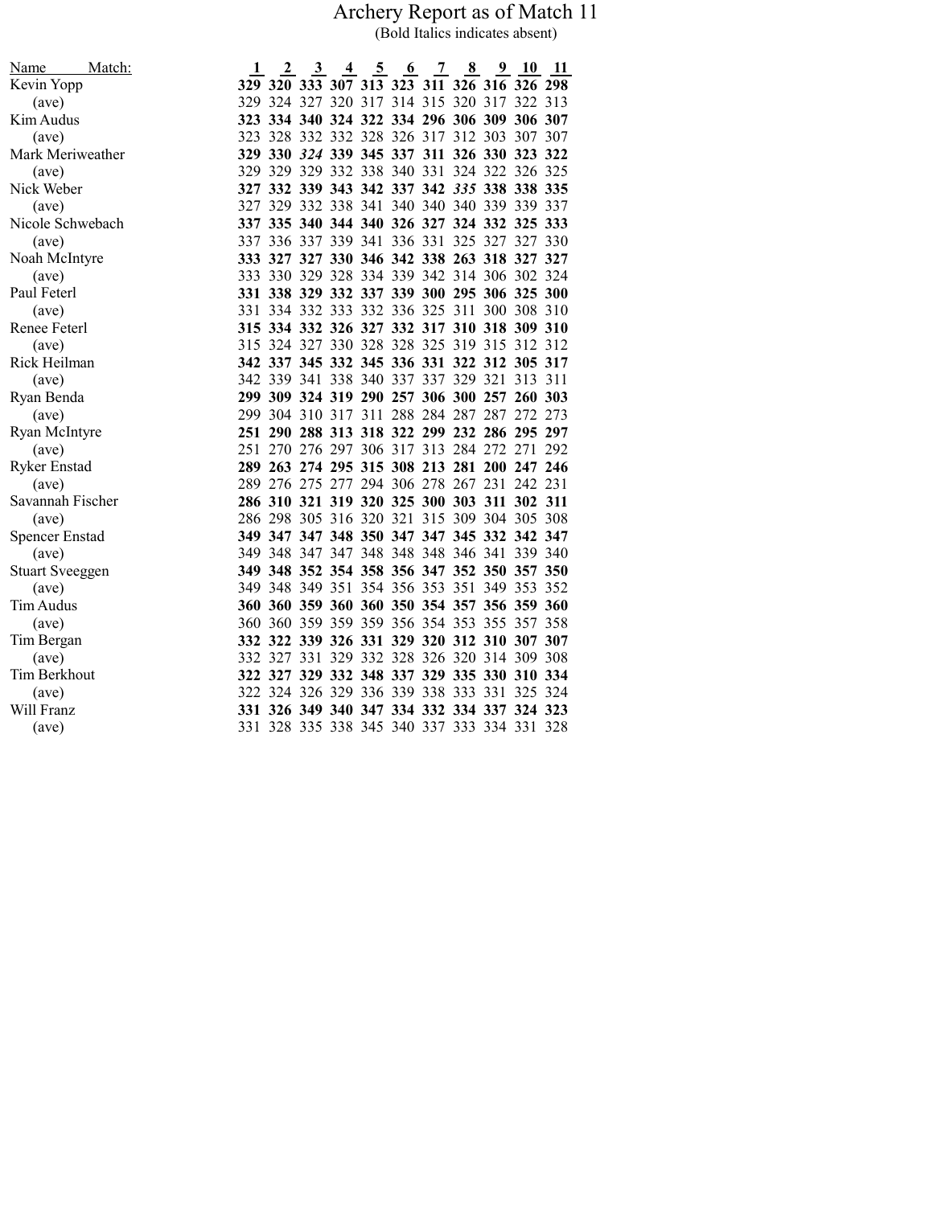# Archery Report as of Match 11

(Bold Italics indicates absent)

| Name Match: | 1 | 2 | 3 | 4 | 5 | 6 | 7 | 8 | 9 | 10 | 11 |
|---|---|---|---|---|---|---|---|---|---|---|---|
| Kevin Yopp | **329** | **320** | **333** | **307** | **313** | **323** | **311** | **326** | **316** | **326** | **298** |
| (ave) | 329 | 324 | 327 | 320 | 317 | 314 | 315 | 320 | 317 | 322 | 313 |
| Kim Audus | **323** | **334** | **340** | **324** | **322** | **334** | **296** | **306** | **309** | **306** | **307** |
| (ave) | 323 | 328 | 332 | 332 | 328 | 326 | 317 | 312 | 303 | 307 | 307 |
| Mark Meriweather | **329** | **330** | ***324*** | **339** | **345** | **337** | **311** | **326** | **330** | **323** | **322** |
| (ave) | 329 | 329 | 329 | 332 | 338 | 340 | 331 | 324 | 322 | 326 | 325 |
| Nick Weber | **327** | **332** | **339** | **343** | **342** | **337** | **342** | ***335*** | **338** | **338** | **335** |
| (ave) | 327 | 329 | 332 | 338 | 341 | 340 | 340 | 340 | 339 | 339 | 337 |
| Nicole Schwebach | **337** | **335** | **340** | **344** | **340** | **326** | **327** | **324** | **332** | **325** | **333** |
| (ave) | 337 | 336 | 337 | 339 | 341 | 336 | 331 | 325 | 327 | 327 | 330 |
| Noah McIntyre | **333** | **327** | **327** | **330** | **346** | **342** | **338** | **263** | **318** | **327** | **327** |
| (ave) | 333 | 330 | 329 | 328 | 334 | 339 | 342 | 314 | 306 | 302 | 324 |
| Paul Feterl | **331** | **338** | **329** | **332** | **337** | **339** | **300** | **295** | **306** | **325** | **300** |
| (ave) | 331 | 334 | 332 | 333 | 332 | 336 | 325 | 311 | 300 | 308 | 310 |
| Renee Feterl | **315** | **334** | **332** | **326** | **327** | **332** | **317** | **310** | **318** | **309** | **310** |
| (ave) | 315 | 324 | 327 | 330 | 328 | 328 | 325 | 319 | 315 | 312 | 312 |
| Rick Heilman | **342** | **337** | **345** | **332** | **345** | **336** | **331** | **322** | **312** | **305** | **317** |
| (ave) | 342 | 339 | 341 | 338 | 340 | 337 | 337 | 329 | 321 | 313 | 311 |
| Ryan Benda | **299** | **309** | **324** | **319** | **290** | **257** | **306** | **300** | **257** | **260** | **303** |
| (ave) | 299 | 304 | 310 | 317 | 311 | 288 | 284 | 287 | 287 | 272 | 273 |
| Ryan McIntyre | **251** | **290** | **288** | **313** | **318** | **322** | **299** | **232** | **286** | **295** | **297** |
| (ave) | 251 | 270 | 276 | 297 | 306 | 317 | 313 | 284 | 272 | 271 | 292 |
| Ryker Enstad | **289** | **263** | **274** | **295** | **315** | **308** | **213** | **281** | **200** | **247** | **246** |
| (ave) | 289 | 276 | 275 | 277 | 294 | 306 | 278 | 267 | 231 | 242 | 231 |
| Savannah Fischer | **286** | **310** | **321** | **319** | **320** | **325** | **300** | **303** | **311** | **302** | **311** |
| (ave) | 286 | 298 | 305 | 316 | 320 | 321 | 315 | 309 | 304 | 305 | 308 |
| Spencer Enstad | **349** | **347** | **347** | **348** | **350** | **347** | **347** | **345** | **332** | **342** | **347** |
| (ave) | 349 | 348 | 347 | 347 | 348 | 348 | 348 | 346 | 341 | 339 | 340 |
| Stuart Sveeggen | **349** | **348** | **352** | **354** | **358** | **356** | **347** | **352** | **350** | **357** | **350** |
| (ave) | 349 | 348 | 349 | 351 | 354 | 356 | 353 | 351 | 349 | 353 | 352 |
| Tim Audus | **360** | **360** | **359** | **360** | **360** | **350** | **354** | **357** | **356** | **359** | **360** |
| (ave) | 360 | 360 | 359 | 359 | 359 | 356 | 354 | 353 | 355 | 357 | 358 |
| Tim Bergan | **332** | **322** | **339** | **326** | **331** | **329** | **320** | **312** | **310** | **307** | **307** |
| (ave) | 332 | 327 | 331 | 329 | 332 | 328 | 326 | 320 | 314 | 309 | 308 |
| Tim Berkhout | **322** | **327** | **329** | **332** | **348** | **337** | **329** | **335** | **330** | **310** | **334** |
| (ave) | 322 | 324 | 326 | 329 | 336 | 339 | 338 | 333 | 331 | 325 | 324 |
| Will Franz | **331** | **326** | **349** | **340** | **347** | **334** | **332** | **334** | **337** | **324** | **323** |
| (ave) | 331 | 328 | 335 | 338 | 345 | 340 | 337 | 333 | 334 | 331 | 328 |